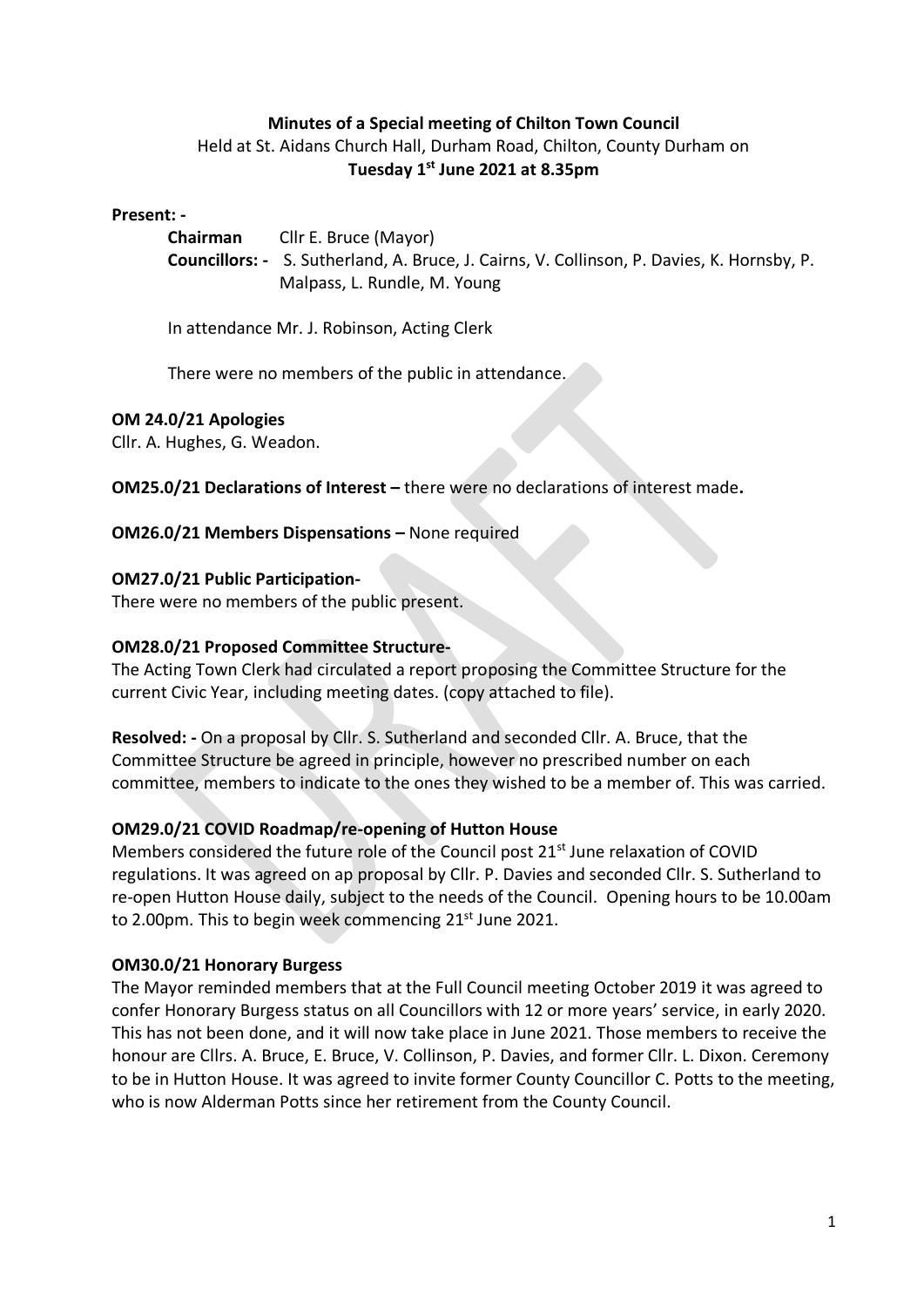**Minutes of a Special meeting of Chilton Town Council**

Held at St. Aidans Church Hall, Durham Road, Chilton, County Durham on

**Tuesday 1st June 2021 at 8.35pm**

**Present: -**

**Chairman** Cllr E. Bruce (Mayor)

**Councillors: -** S. Sutherland, A. Bruce, J. Cairns, V. Collinson, P. Davies, K. Hornsby, P. Malpass, L. Rundle, M. Young

In attendance Mr. J. Robinson, Acting Clerk

There were no members of the public in attendance.

**OM 24.0/21 Apologies**

Cllr. A. Hughes, G. Weadon.

**OM25.0/21 Declarations of Interest –** there were no declarations of interest made**.**

**OM26.0/21 Members Dispensations –** None required

**OM27.0/21 Public Participation-**

There were no members of the public present.

**OM28.0/21 Proposed Committee Structure-**

The Acting Town Clerk had circulated a report proposing the Committee Structure for the current Civic Year, including meeting dates. (copy attached to file).

**Resolved: -** On a proposal by Cllr. S. Sutherland and seconded Cllr. A. Bruce, that the Committee Structure be agreed in principle, however no prescribed number on each committee, members to indicate to the ones they wished to be a member of. This was carried.

**OM29.0/21 COVID Roadmap/re-opening of Hutton House**

Members considered the future role of the Council post 21st June relaxation of COVID regulations. It was agreed on ap proposal by Cllr. P. Davies and seconded Cllr. S. Sutherland to re-open Hutton House daily, subject to the needs of the Council. Opening hours to be 10.00am to 2.00pm. This to begin week commencing 21st June 2021.

**OM30.0/21 Honorary Burgess**

The Mayor reminded members that at the Full Council meeting October 2019 it was agreed to confer Honorary Burgess status on all Councillors with 12 or more years' service, in early 2020. This has not been done, and it will now take place in June 2021. Those members to receive the honour are Cllrs. A. Bruce, E. Bruce, V. Collinson, P. Davies, and former Cllr. L. Dixon. Ceremony to be in Hutton House. It was agreed to invite former County Councillor C. Potts to the meeting, who is now Alderman Potts since her retirement from the County Council.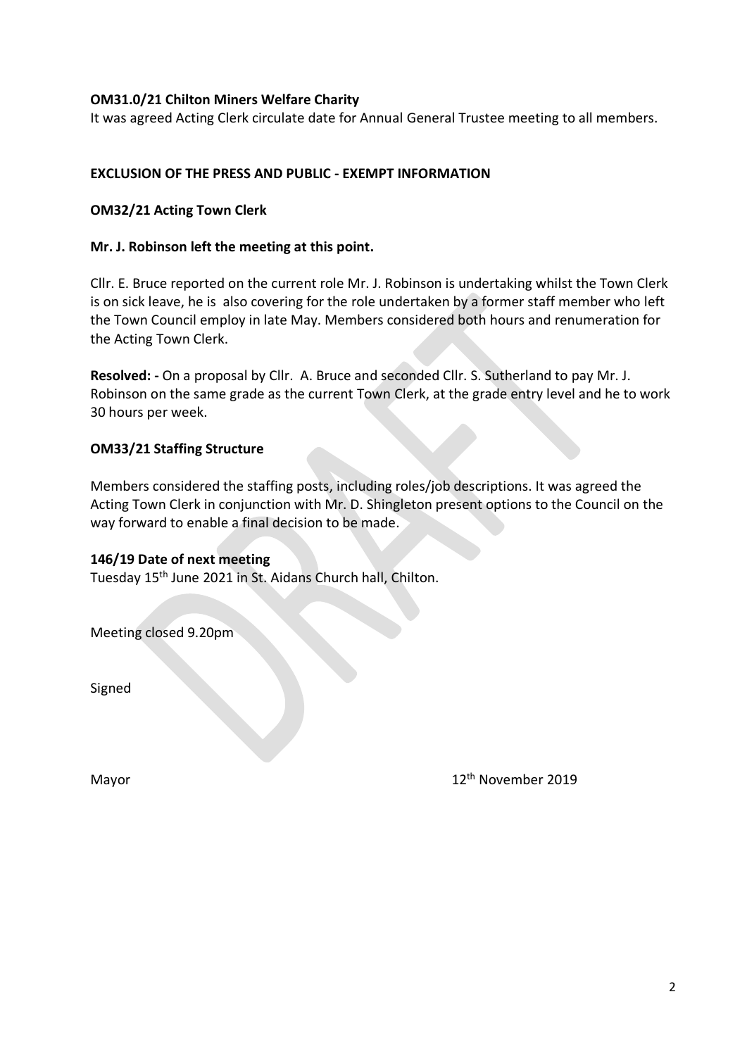**OM31.0/21 Chilton Miners Welfare Charity**

It was agreed Acting Clerk circulate date for Annual General Trustee meeting to all members.

**EXCLUSION OF THE PRESS AND PUBLIC - EXEMPT INFORMATION**

**OM32/21 Acting Town Clerk**

**Mr. J. Robinson left the meeting at this point.**

Cllr. E. Bruce reported on the current role Mr. J. Robinson is undertaking whilst the Town Clerk is on sick leave, he is also covering for the role undertaken by a former staff member who left the Town Council employ in late May. Members considered both hours and renumeration for the Acting Town Clerk.

**Resolved: -** On a proposal by Cllr. A. Bruce and seconded Cllr. S. Sutherland to pay Mr. J. Robinson on the same grade as the current Town Clerk, at the grade entry level and he to work 30 hours per week.

**OM33/21 Staffing Structure**

Members considered the staffing posts, including roles/job descriptions. It was agreed the Acting Town Clerk in conjunction with Mr. D. Shingleton present options to the Council on the way forward to enable a final decision to be made.

**146/19 Date of next meeting**

Tuesday 15th June 2021 in St. Aidans Church hall, Chilton.

Meeting closed 9.20pm

Signed

Mayor 12th November 2019